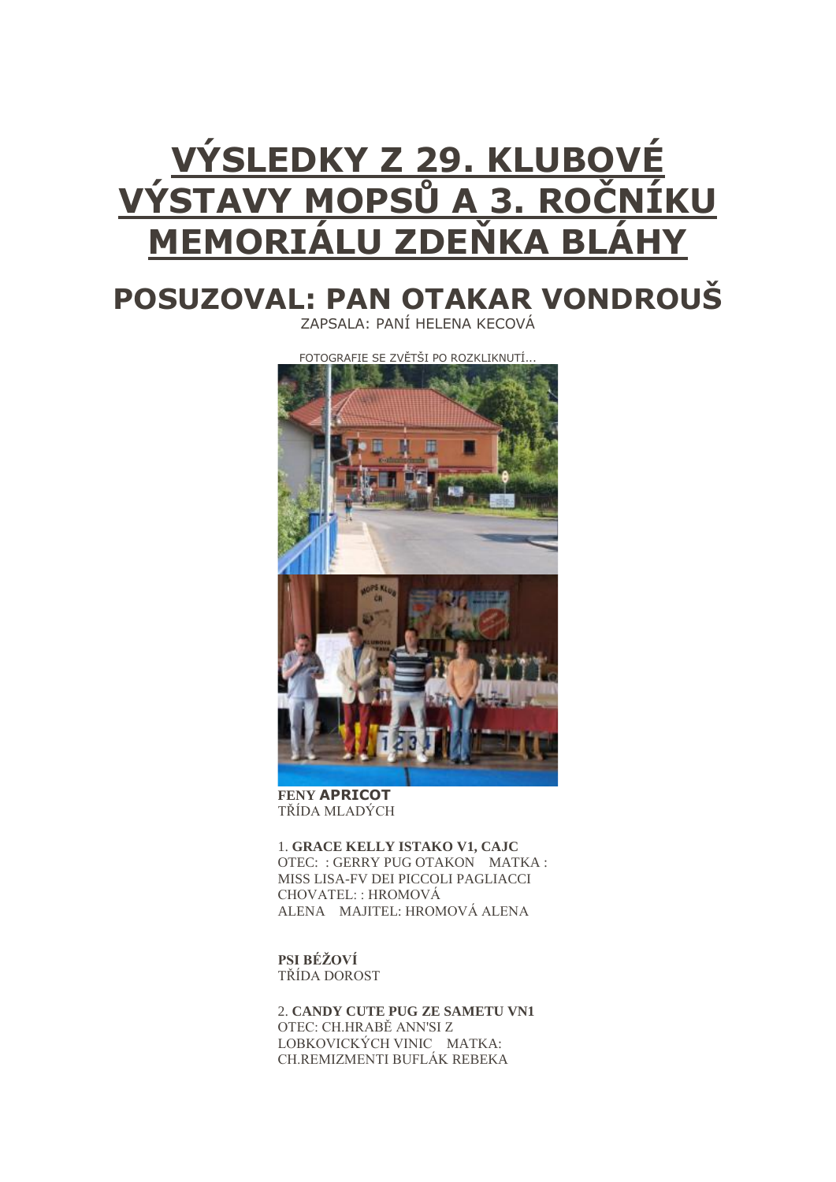# VÝSLEDKY Z 29. KLUBOVÉ VÝSTAVY MOPSŮ A 3. ROČNÍKU MEMORIÁLU ZDEŇKA BLÁHY

## POSUZOVAL: PAN OTAKAR VONDROUŠ

ZAPSALA: PANÍ HELENA KECOVÁ

FOTOGRAFIE SE ZVĚTŠI PO ROZKLIKNUTÍ...

**FENY APRICOT**
TŘÍDA MLADÝCH

1. **GRACE KELLY ISTAKO V1, CAJC**
OTEC: : GERRY PUG OTAKON MATKA : MISS LISA-FV DEI PICCOLI PAGLIACCI
CHOVATEL: : HROMOVÁ ALENA MAJITEL: HROMOVÁ ALENA

**PSI BÉŽOVÍ**
TŘÍDA DOROST

2. **CANDY CUTE PUG ZE SAMETU VN1**
OTEC: CH.HRABĚ ANN'SI Z LOBKOVICKÝCH VINIC MATKA: CH.REMIZMENTI BUFLÁK REBEKA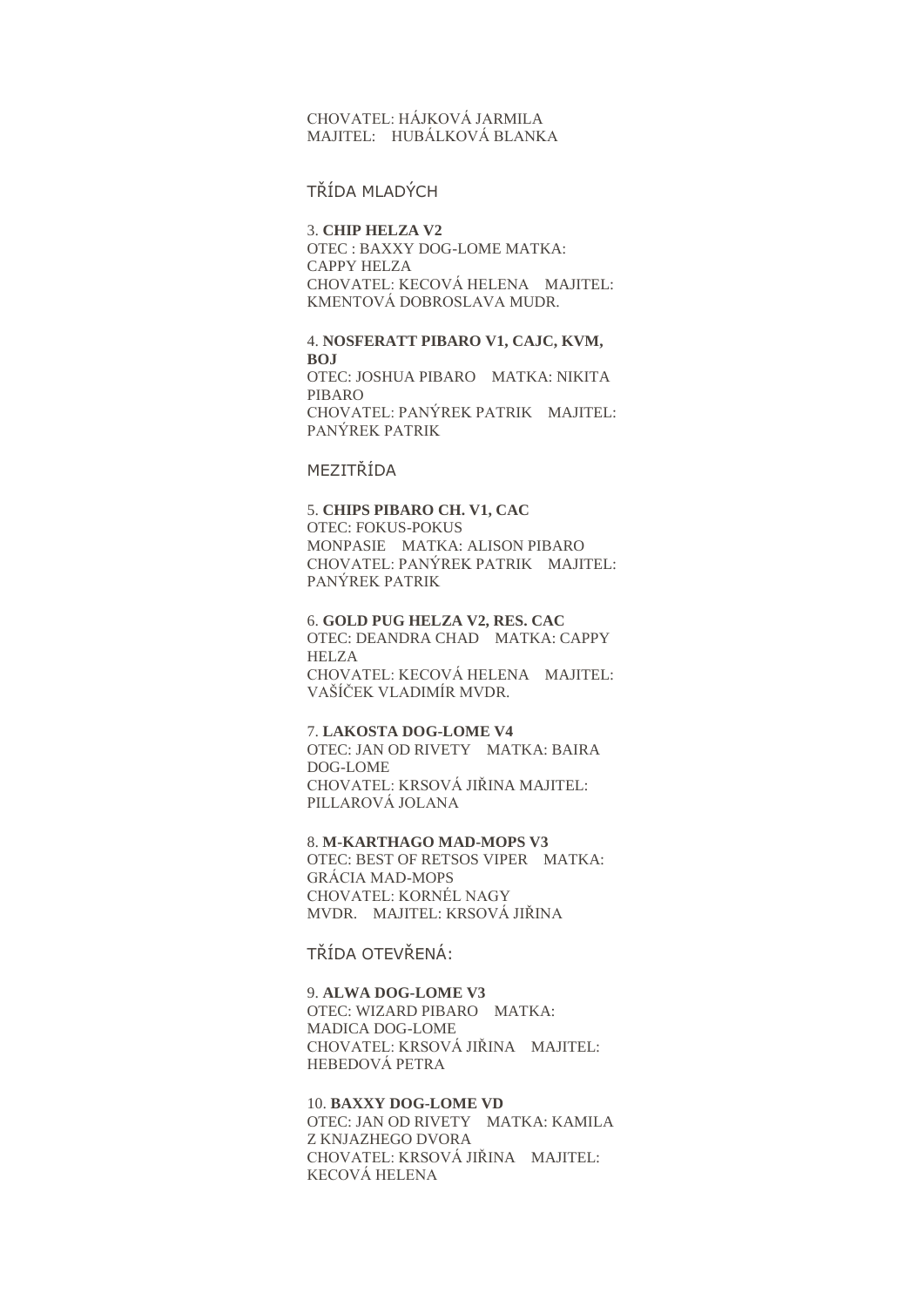CHOVATEL: HÁJKOVÁ JARMILA
MAJITEL: HUBÁLKOVÁ BLANKA

## TŘÍDA MLADÝCH

3. **CHIP HELZA V2**
OTEC : BAXXY DOG-LOME MATKA: CAPPY HELZA
CHOVATEL: KECOVÁ HELENA MAJITEL: KMENTOVÁ DOBROSLAVA MUDR.

4. **NOSFERATT PIBARO V1, CAJC, KVM, BOJ**
OTEC: JOSHUA PIBARO MATKA: NIKITA PIBARO
CHOVATEL: PANÝREK PATRIK MAJITEL: PANÝREK PATRIK

## MEZITŘÍDA

5. **CHIPS PIBARO CH. V1, CAC**
OTEC: FOKUS-POKUS MONPASIE MATKA: ALISON PIBARO
CHOVATEL: PANÝREK PATRIK MAJITEL: PANÝREK PATRIK

6. **GOLD PUG HELZA V2, RES. CAC**
OTEC: DEANDRA CHAD MATKA: CAPPY HELZA
CHOVATEL: KECOVÁ HELENA MAJITEL: VAŠÍČEK VLADIMÍR MVDR.

7. **LAKOSTA DOG-LOME V4**
OTEC: JAN OD RIVETY MATKA: BAIRA DOG-LOME
CHOVATEL: KRSOVÁ JIŘINA MAJITEL: PILLAROVÁ JOLANA

8. **M-KARTHAGO MAD-MOPS V3**
OTEC: BEST OF RETSOS VIPER MATKA: GRÁCIA MAD-MOPS
CHOVATEL: KORNÉL NAGY MVDR. MAJITEL: KRSOVÁ JIŘINA

## TŘÍDA OTEVŘENÁ:

9. **ALWA DOG-LOME V3**
OTEC: WIZARD PIBARO MATKA: MADICA DOG-LOME
CHOVATEL: KRSOVÁ JIŘINA MAJITEL: HEBEDOVÁ PETRA

10. **BAXXY DOG-LOME VD**
OTEC: JAN OD RIVETY MATKA: KAMILA Z KNJAZHEGO DVORA
CHOVATEL: KRSOVÁ JIŘINA MAJITEL: KECOVÁ HELENA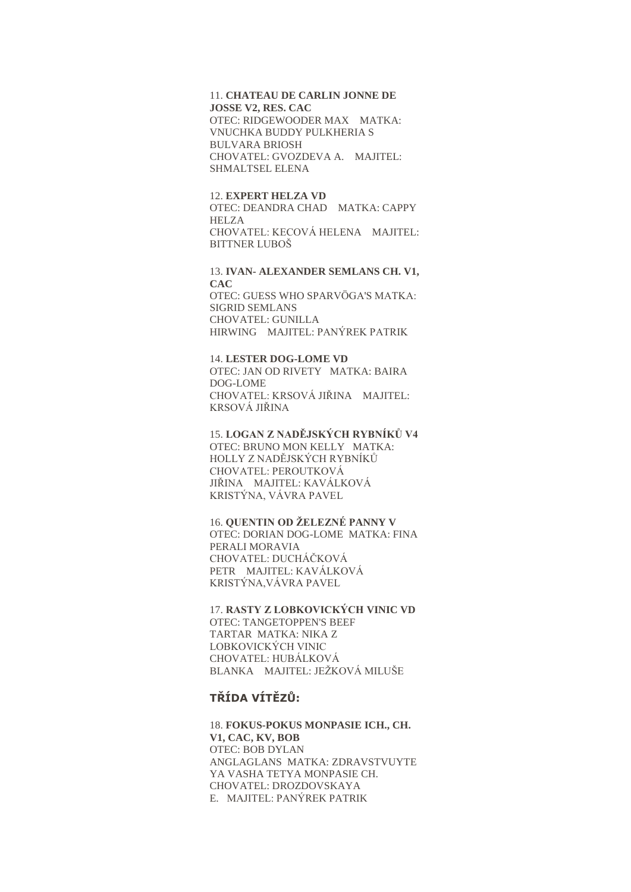11. **CHATEAU DE CARLIN JONNE DE JOSSE V2, RES. CAC**
OTEC: RIDGEWOODER MAX MATKA: VNUCHKA BUDDY PULKHERIA S BULVARA BRIOSH
CHOVATEL: GVOZDEVA A. MAJITEL: SHMALTSEL ELENA

12. **EXPERT HELZA VD**
OTEC: DEANDRA CHAD MATKA: CAPPY HELZA
CHOVATEL: KECOVÁ HELENA MAJITEL: BITTNER LUBOŠ

13. **IVAN- ALEXANDER SEMLANS CH. V1, CAC**
OTEC: GUESS WHO SPARVÖGA'S MATKA: SIGRID SEMLANS
CHOVATEL: GUNILLA HIRWING MAJITEL: PANÝREK PATRIK

14. **LESTER DOG-LOME VD**
OTEC: JAN OD RIVETY MATKA: BAIRA DOG-LOME
CHOVATEL: KRSOVÁ JIŘINA MAJITEL: KRSOVÁ JIŘINA

15. **LOGAN Z NADĚJSKÝCH RYBNÍKŮ V4**
OTEC: BRUNO MON KELLY MATKA: HOLLY Z NADĚJSKÝCH RYBNÍKŮ
CHOVATEL: PEROUTKOVÁ JIŘINA MAJITEL: KAVÁLKOVÁ KRISTÝNA, VÁVRA PAVEL

16. **QUENTIN OD ŽELEZNÉ PANNY V**
OTEC: DORIAN DOG-LOME MATKA: FINA PERALI MORAVIA
CHOVATEL: DUCHÁČKOVÁ PETR MAJITEL: KAVÁLKOVÁ KRISTÝNA,VÁVRA PAVEL

17. **RASTY Z LOBKOVICKÝCH VINIC VD**
OTEC: TANGETOPPEN'S BEEF TARTAR MATKA: NIKA Z LOBKOVICKÝCH VINIC
CHOVATEL: HUBÁLKOVÁ BLANKA MAJITEL: JEŽKOVÁ MILUŠE

## TŘÍDA VÍTĚZŮ:

18. **FOKUS-POKUS MONPASIE ICH., CH. V1, CAC, KV, BOB**
OTEC: BOB DYLAN ANGLAGLANS MATKA: ZDRAVSTVUYTE YA VASHA TETYA MONPASIE CH.
CHOVATEL: DROZDOVSKAYA E. MAJITEL: PANÝREK PATRIK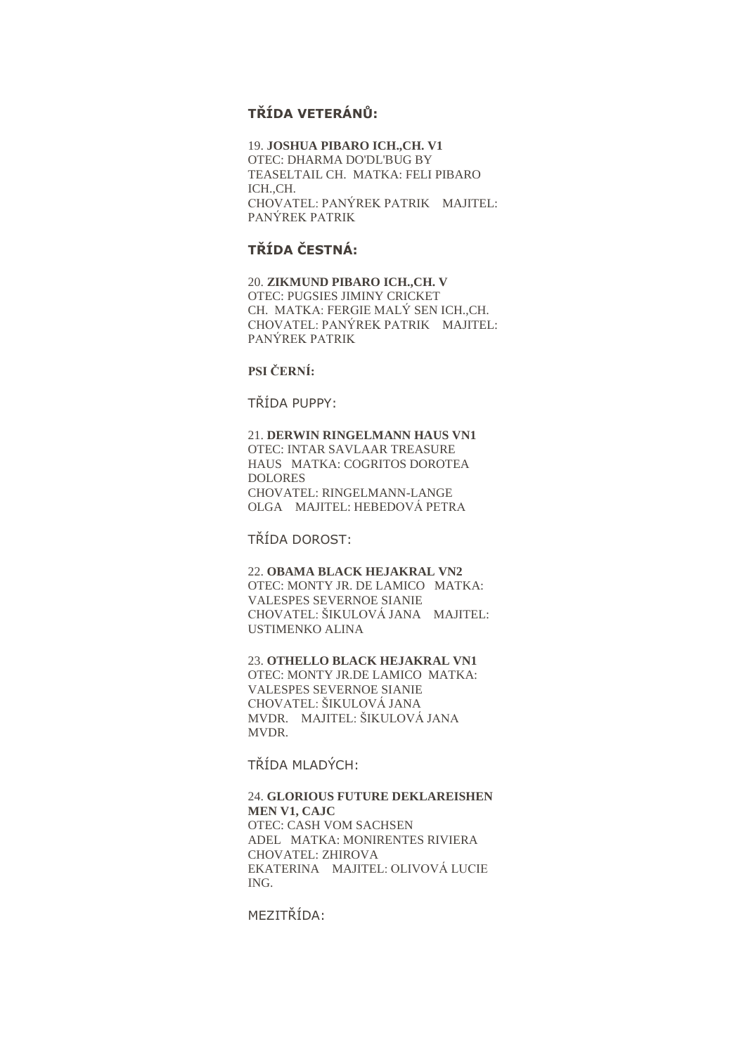### TŘÍDA VETERÁNŮ:

19. **JOSHUA PIBARO ICH.,CH. V1**
OTEC: DHARMA DO'DL'BUG BY TEASELTAIL CH. MATKA: FELI PIBARO ICH.,CH.
CHOVATEL: PANÝREK PATRIK MAJITEL: PANÝREK PATRIK

### TŘÍDA ČESTNÁ:

20. **ZIKMUND PIBARO ICH.,CH. V**
OTEC: PUGSIES JIMINY CRICKET CH. MATKA: FERGIE MALÝ SEN ICH.,CH.
CHOVATEL: PANÝREK PATRIK MAJITEL: PANÝREK PATRIK

**PSI ČERNÍ:**

TŘÍDA PUPPY:

21. **DERWIN RINGELMANN HAUS VN1**
OTEC: INTAR SAVLAAR TREASURE HAUS MATKA: COGRITOS DOROTEA DOLORES
CHOVATEL: RINGELMANN-LANGE OLGA MAJITEL: HEBEDOVÁ PETRA

TŘÍDA DOROST:

22. **OBAMA BLACK HEJAKRAL VN2**
OTEC: MONTY JR. DE LAMICO MATKA: VALESPES SEVERNOE SIANIE
CHOVATEL: ŠIKULOVÁ JANA MAJITEL: USTIMENKO ALINA

23. **OTHELLO BLACK HEJAKRAL VN1**
OTEC: MONTY JR.DE LAMICO MATKA: VALESPES SEVERNOE SIANIE
CHOVATEL: ŠIKULOVÁ JANA MVDR. MAJITEL: ŠIKULOVÁ JANA MVDR.

TŘÍDA MLADÝCH:

24. **GLORIOUS FUTURE DEKLAREISHEN MEN V1, CAJC**
OTEC: CASH VOM SACHSEN ADEL MATKA: MONIRENTES RIVIERA
CHOVATEL: ZHIROVA EKATERINA MAJITEL: OLIVOVÁ LUCIE ING.

MEZITŘÍDA: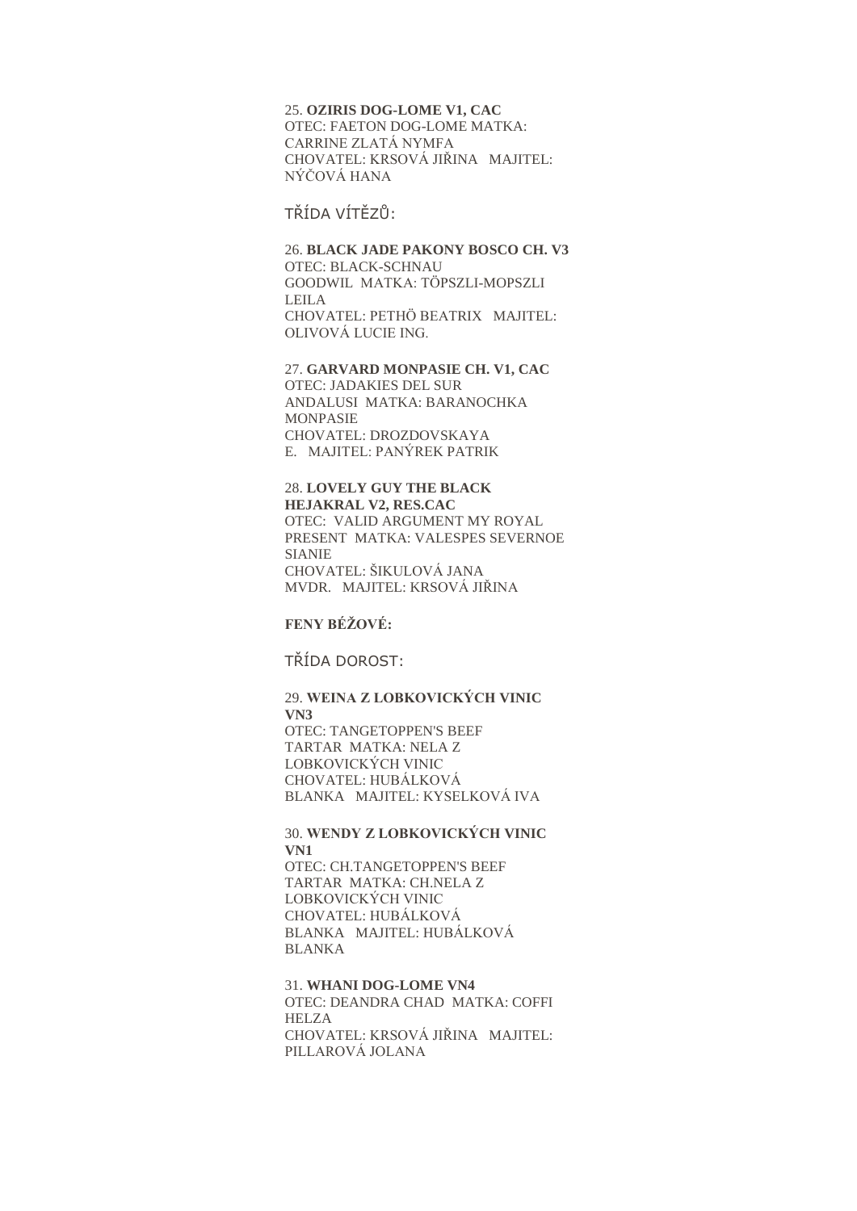25. **OZIRIS DOG-LOME V1, CAC**
OTEC: FAETON DOG-LOME MATKA: CARRINE ZLATÁ NYMFA
CHOVATEL: KRSOVÁ JIŘINA MAJITEL: NÝČOVÁ HANA

TŘÍDA VÍTĚZŮ:

26. **BLACK JADE PAKONY BOSCO CH. V3**
OTEC: BLACK-SCHNAU GOODWIL MATKA: TÖPSZLI-MOPSZLI LEILA
CHOVATEL: PETHÖ BEATRIX MAJITEL: OLIVOVÁ LUCIE ING.

27. **GARVARD MONPASIE CH. V1, CAC**
OTEC: JADAKIES DEL SUR ANDALUSI MATKA: BARANOCHKA MONPASIE
CHOVATEL: DROZDOVSKAYA E. MAJITEL: PANÝREK PATRIK

28. **LOVELY GUY THE BLACK HEJAKRAL V2, RES.CAC**
OTEC: VALID ARGUMENT MY ROYAL PRESENT MATKA: VALESPES SEVERNOE SIANIE
CHOVATEL: ŠIKULOVÁ JANA MVDR. MAJITEL: KRSOVÁ JIŘINA

**FENY BÉŽOVÉ:**

TŘÍDA DOROST:

29. **WEINA Z LOBKOVICKÝCH VINIC VN3**
OTEC: TANGETOPPEN'S BEEF TARTAR MATKA: NELA Z LOBKOVICKÝCH VINIC
CHOVATEL: HUBÁLKOVÁ BLANKA MAJITEL: KYSELKOVÁ IVA

30. **WENDY Z LOBKOVICKÝCH VINIC VN1**
OTEC: CH.TANGETOPPEN'S BEEF TARTAR MATKA: CH.NELA Z LOBKOVICKÝCH VINIC
CHOVATEL: HUBÁLKOVÁ BLANKA MAJITEL: HUBÁLKOVÁ BLANKA

31. **WHANI DOG-LOME VN4**
OTEC: DEANDRA CHAD MATKA: COFFI HELZA
CHOVATEL: KRSOVÁ JIŘINA MAJITEL: PILLAROVÁ JOLANA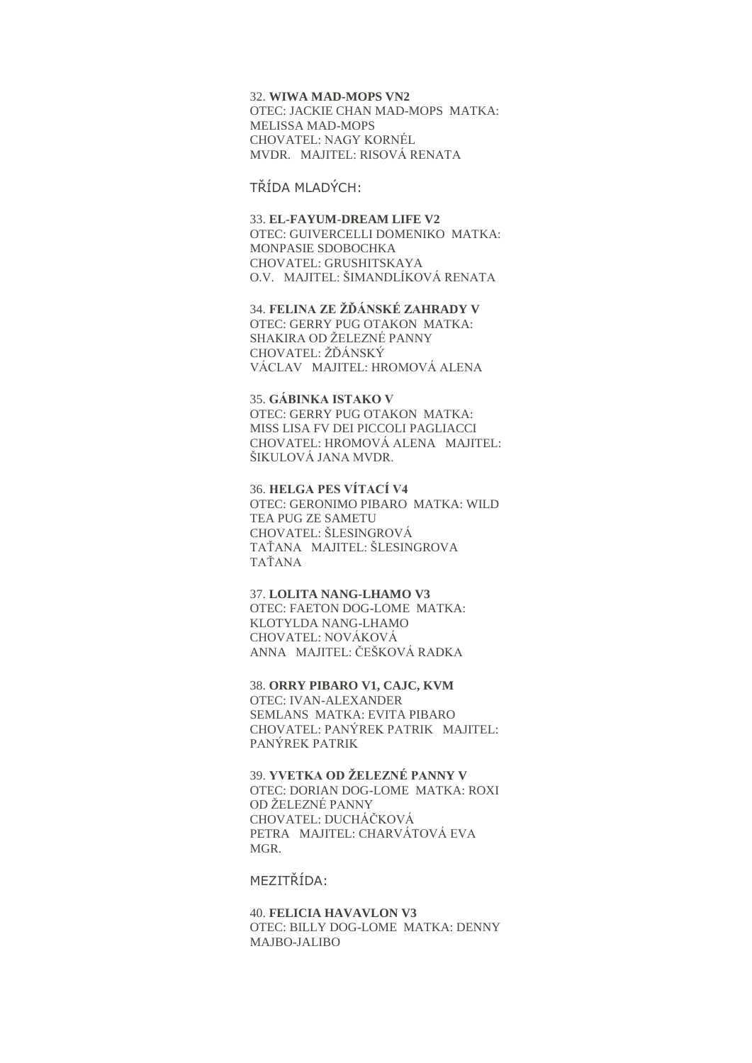32. **WIWA MAD-MOPS VN2**
OTEC: JACKIE CHAN MAD-MOPS MATKA: MELISSA MAD-MOPS
CHOVATEL: NAGY KORNÉL MVDR. MAJITEL: RISOVÁ RENATA

TŘÍDA MLADÝCH:

33. **EL-FAYUM-DREAM LIFE V2**
OTEC: GUIVERCELLI DOMENIKO MATKA: MONPASIE SDOBOCHKA
CHOVATEL: GRUSHITSKAYA O.V. MAJITEL: ŠIMANDLÍKOVÁ RENATA

34. **FELINA ZE ŽĎÁNSKÉ ZAHRADY V**
OTEC: GERRY PUG OTAKON MATKA: SHAKIRA OD ŽELEZNÉ PANNY
CHOVATEL: ŽĎÁNSKÝ VÁCLAV MAJITEL: HROMOVÁ ALENA

35. **GÁBINKA ISTAKO V**
OTEC: GERRY PUG OTAKON MATKA: MISS LISA FV DEI PICCOLI PAGLIACCI
CHOVATEL: HROMOVÁ ALENA MAJITEL: ŠIKULOVÁ JANA MVDR.

36. **HELGA PES VÍTACÍ V4**
OTEC: GERONIMO PIBARO MATKA: WILD TEA PUG ZE SAMETU
CHOVATEL: ŠLESINGROVÁ TAŤANA MAJITEL: ŠLESINGROVA TAŤANA

37. **LOLITA NANG-LHAMO V3**
OTEC: FAETON DOG-LOME MATKA: KLOTYLDA NANG-LHAMO
CHOVATEL: NOVÁKOVÁ ANNA MAJITEL: ČEŠKOVÁ RADKA

38. **ORRY PIBARO V1, CAJC, KVM**
OTEC: IVAN-ALEXANDER SEMLANS MATKA: EVITA PIBARO
CHOVATEL: PANÝREK PATRIK MAJITEL: PANÝREK PATRIK

39. **YVETKA OD ŽELEZNÉ PANNY V**
OTEC: DORIAN DOG-LOME MATKA: ROXI OD ŽELEZNÉ PANNY
CHOVATEL: DUCHÁČKOVÁ PETRA MAJITEL: CHARVÁTOVÁ EVA MGR.

MEZITŘÍDA:

40. **FELICIA HAVAVLON V3**
OTEC: BILLY DOG-LOME MATKA: DENNY MAJBO-JALIBO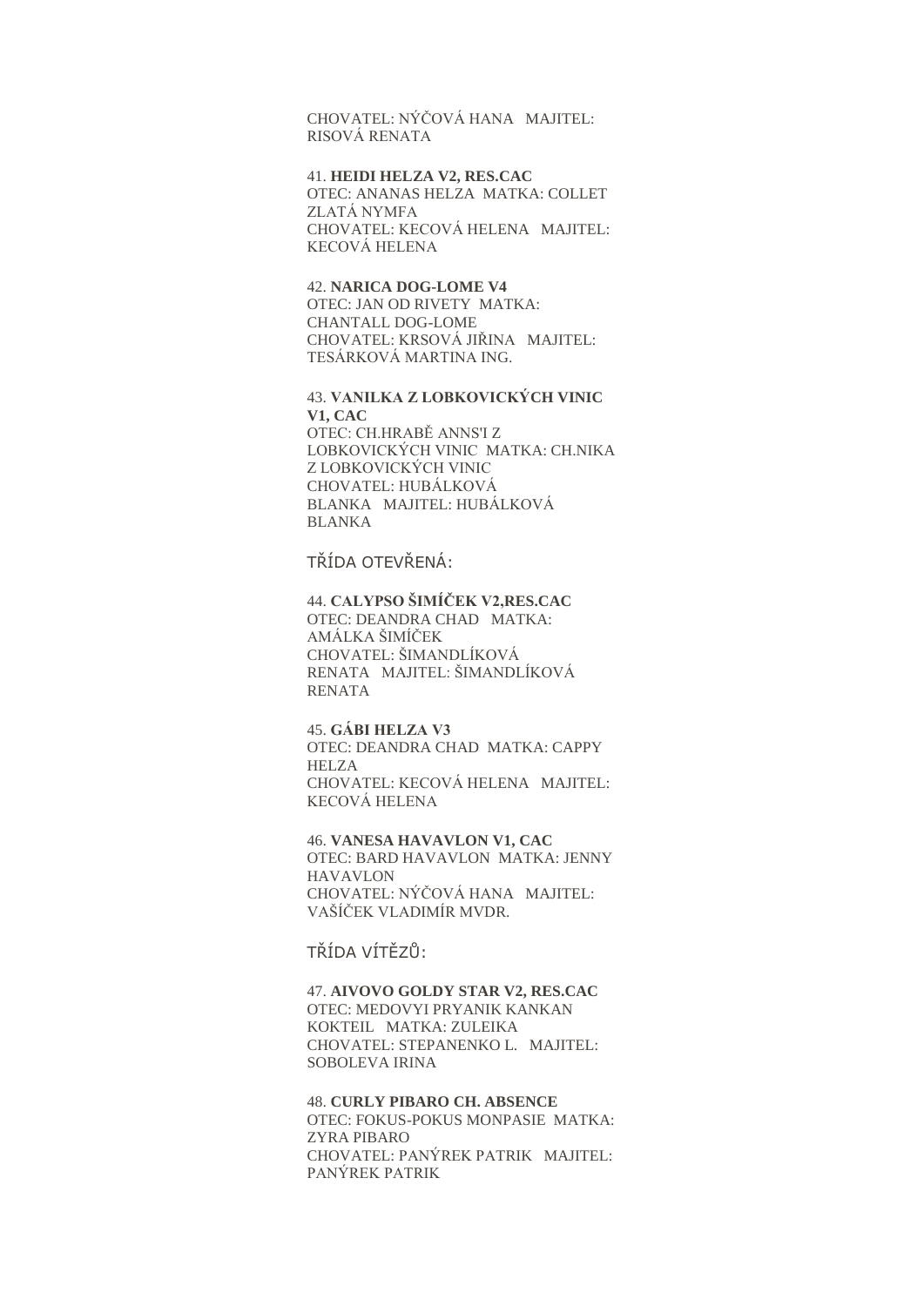CHOVATEL: NÝČOVÁ HANA   MAJITEL: RISOVÁ RENATA

41. **HEIDI HELZA V2, RES.CAC**
OTEC: ANANAS HELZA  MATKA: COLLET ZLATÁ NYMFA
CHOVATEL: KECOVÁ HELENA   MAJITEL: KECOVÁ HELENA

42. **NARICA DOG-LOME V4**
OTEC: JAN OD RIVETY  MATKA: CHANTALL DOG-LOME
CHOVATEL: KRSOVÁ JIŘINA   MAJITEL: TESÁRKOVÁ MARTINA ING.

43. **VANILKA Z LOBKOVICKÝCH VINIC V1, CAC**
OTEC: CH.HRABĚ ANNS'I Z LOBKOVICKÝCH VINIC  MATKA: CH.NIKA Z LOBKOVICKÝCH VINIC
CHOVATEL: HUBÁLKOVÁ BLANKA   MAJITEL: HUBÁLKOVÁ BLANKA

TŘÍDA OTEVŘENÁ:

44. **CALYPSO ŠIMÍČEK V2,RES.CAC**
OTEC: DEANDRA CHAD   MATKA: AMÁLKA ŠIMÍČEK
CHOVATEL: ŠIMANDLÍKOVÁ RENATA   MAJITEL: ŠIMANDLÍKOVÁ RENATA

45. **GÁBI HELZA V3**
OTEC: DEANDRA CHAD  MATKA: CAPPY HELZA
CHOVATEL: KECOVÁ HELENA   MAJITEL: KECOVÁ HELENA

46. **VANESA HAVAVLON V1, CAC**
OTEC: BARD HAVAVLON  MATKA: JENNY HAVAVLON
CHOVATEL: NÝČOVÁ HANA   MAJITEL: VAŠÍČEK VLADIMÍR MVDR.

TŘÍDA VÍTĚZŮ:

47. **AIVOVO GOLDY STAR V2, RES.CAC**
OTEC: MEDOVYI PRYANIK KANKAN KOKTEIL   MATKA: ZULEIKA
CHOVATEL: STEPANENKO L.   MAJITEL: SOBOLEVA IRINA

48. **CURLY PIBARO CH. ABSENCE**
OTEC: FOKUS-POKUS MONPASIE  MATKA: ZYRA PIBARO
CHOVATEL: PANÝREK PATRIK   MAJITEL: PANÝREK PATRIK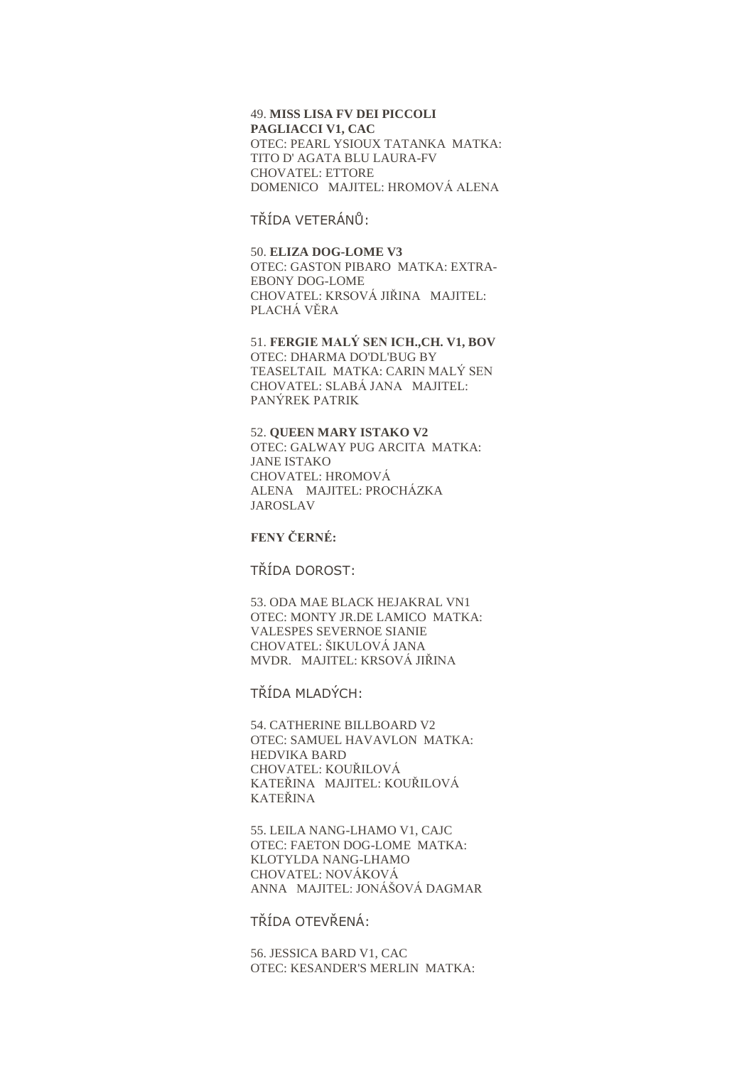49. **MISS LISA FV DEI PICCOLI PAGLIACCI V1, CAC**
OTEC: PEARL YSIOUX TATANKA  MATKA: TITO D' AGATA BLU LAURA-FV
CHOVATEL: ETTORE DOMENICO   MAJITEL: HROMOVÁ ALENA

TŘÍDA VETERÁNŮ:

50. **ELIZA DOG-LOME V3**
OTEC: GASTON PIBARO  MATKA: EXTRA-EBONY DOG-LOME
CHOVATEL: KRSOVÁ JIŘINA   MAJITEL: PLACHÁ VĚRA

51. **FERGIE MALÝ SEN ICH.,CH. V1, BOV**
OTEC: DHARMA DO'DL'BUG BY TEASELTAIL  MATKA: CARIN MALÝ SEN
CHOVATEL: SLABÁ JANA   MAJITEL: PANÝREK PATRIK

52. **QUEEN MARY ISTAKO V2**
OTEC: GALWAY PUG ARCITA  MATKA: JANE ISTAKO
CHOVATEL: HROMOVÁ ALENA   MAJITEL: PROCHÁZKA JAROSLAV

**FENY ČERNÉ:**

TŘÍDA DOROST:

53. ODA MAE BLACK HEJAKRAL VN1
OTEC: MONTY JR.DE LAMICO  MATKA: VALESPES SEVERNOE SIANIE
CHOVATEL: ŠIKULOVÁ JANA MVDR.   MAJITEL: KRSOVÁ JIŘINA

TŘÍDA MLADÝCH:

54. CATHERINE BILLBOARD V2
OTEC: SAMUEL HAVAVLON  MATKA: HEDVIKA BARD
CHOVATEL: KOUŘILOVÁ KATEŘINA   MAJITEL: KOUŘILOVÁ KATEŘINA

55. LEILA NANG-LHAMO V1, CAJC
OTEC: FAETON DOG-LOME  MATKA: KLOTYLDA NANG-LHAMO
CHOVATEL: NOVÁKOVÁ ANNA   MAJITEL: JONÁŠOVÁ DAGMAR

TŘÍDA OTEVŘENÁ:

56. JESSICA BARD V1, CAC
OTEC: KESANDER'S MERLIN  MATKA: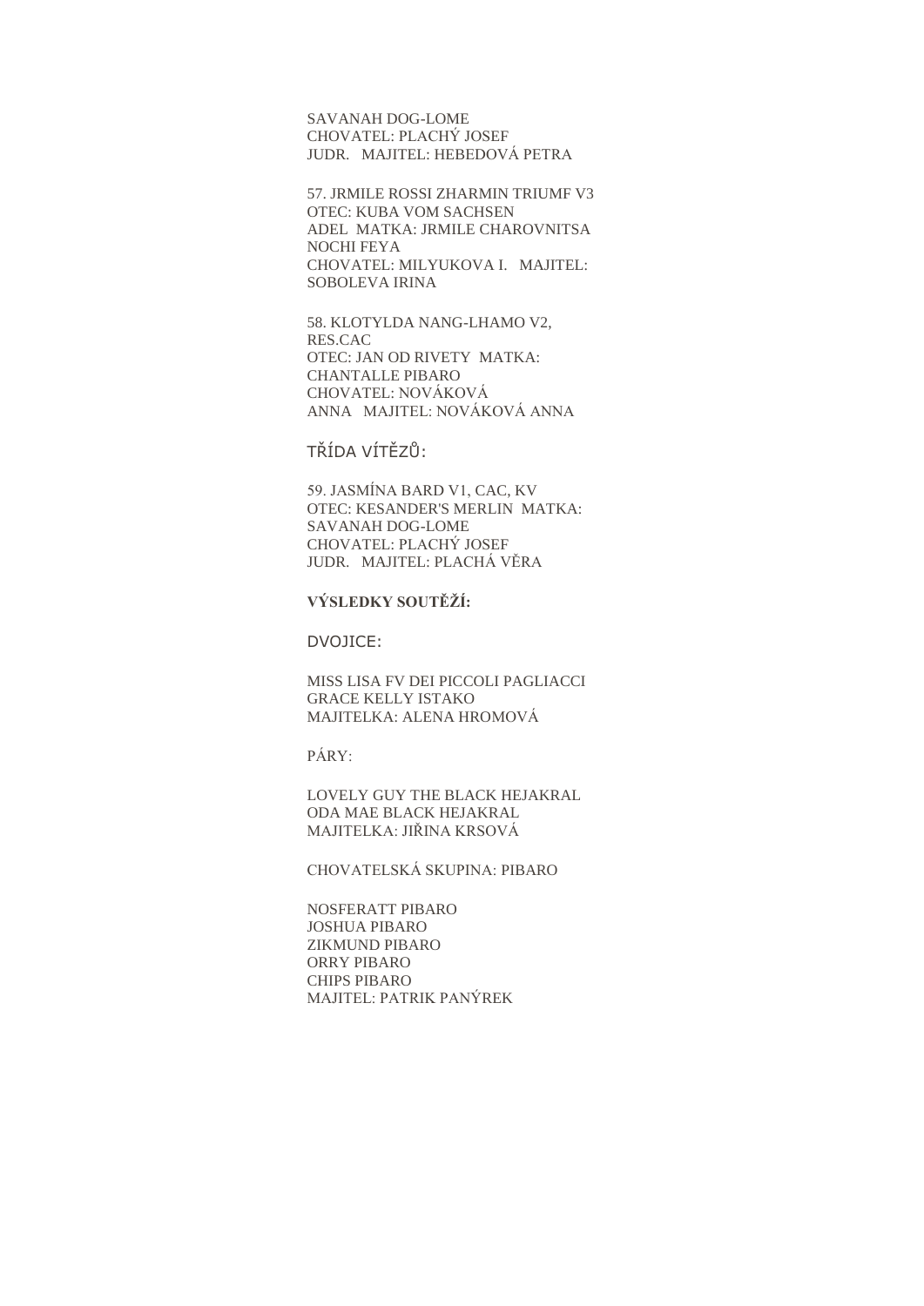SAVANAH DOG-LOME
CHOVATEL: PLACHÝ JOSEF
JUDR.   MAJITEL: HEBEDOVÁ PETRA

57. JRMILE ROSSI ZHARMIN TRIUMF V3
OTEC: KUBA VOM SACHSEN
ADEL  MATKA: JRMILE CHAROVNITSA
NOCHI FEYA
CHOVATEL: MILYUKOVA I.   MAJITEL:
SOBOLEVA IRINA

58. KLOTYLDA NANG-LHAMO V2,
RES.CAC
OTEC: JAN OD RIVETY  MATKA:
CHANTALLE PIBARO
CHOVATEL: NOVÁKOVÁ
ANNA   MAJITEL: NOVÁKOVÁ ANNA

TŘÍDA VÍTĚZŮ:

59. JASMÍNA BARD V1, CAC, KV
OTEC: KESANDER'S MERLIN  MATKA:
SAVANAH DOG-LOME
CHOVATEL: PLACHÝ JOSEF
JUDR.   MAJITEL: PLACHÁ VĚRA

**VÝSLEDKY SOUTĚŽÍ:**

DVOJICE:

MISS LISA FV DEI PICCOLI PAGLIACCI
GRACE KELLY ISTAKO
MAJITELKA: ALENA HROMOVÁ

PÁRY:

LOVELY GUY THE BLACK HEJAKRAL
ODA MAE BLACK HEJAKRAL
MAJITELKA: JIŘINA KRSOVÁ

CHOVATELSKÁ SKUPINA: PIBARO

NOSFERATT PIBARO
JOSHUA PIBARO
ZIKMUND PIBARO
ORRY PIBARO
CHIPS PIBARO
MAJITEL: PATRIK PANÝREK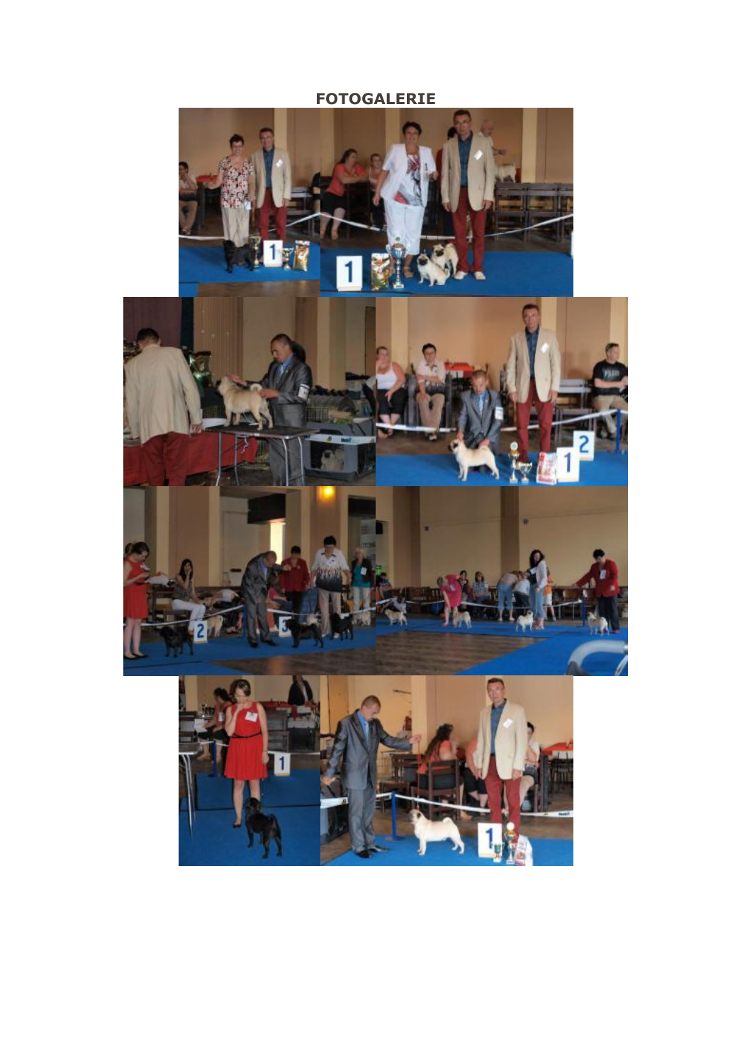**FOTOGALERIE**